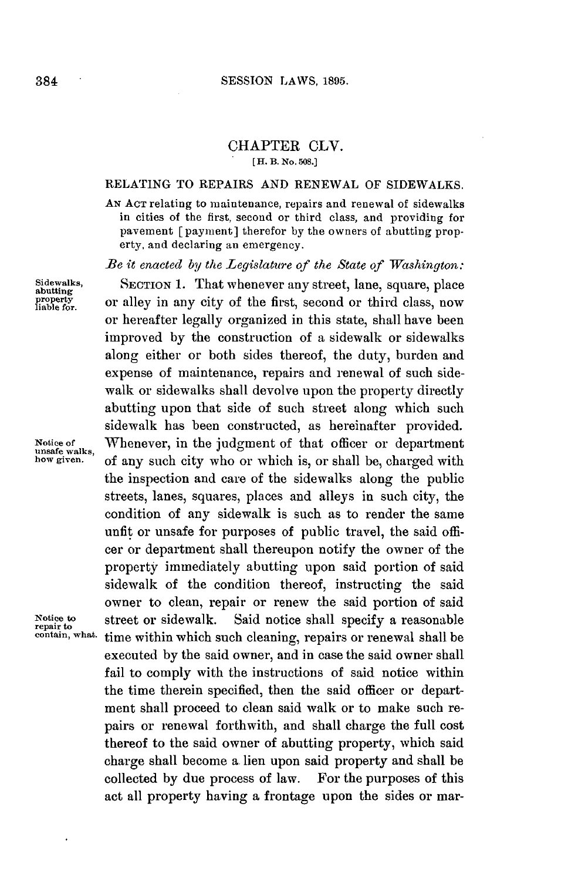# CHAPTER CLV.

[H. B. No. 508.]

## RELATING TO REPAIRS AND RENEWAL OF SIDEWALKS.

AN ACT relating to maintenance, repairs and renewal of sidewalks in cities of the first, second or third class, and providing for pavement [payment] therefor by the owners of abutting property, and declaring an emergency.

*Be it enacted by the Legislature of the State of Washington:*

Sidewalks, abutting property liable for.

SECTION 1. That whenever any street, lane, square, place or alley in any city of the first, second or third class, now or hereafter legally organized in this state, shall have been improved by the construction of a sidewalk or sidewalks along either or both sides thereof, the duty, burden and expense of maintenance, repairs and renewal of such sidewalk or sidewalks shall devolve upon the property directly abutting upon that side of such street along which such sidewalk has been constructed, as hereinafter provided.

Notice of unsafe walks, how given.

Whenever, in the judgment of that officer or department of any such city who or which is, or shall be, charged with the inspection and care of the sidewalks along the public streets, lanes, squares, places and alleys in such city, the condition of any sidewalk is such as to render the same unfit or unsafe for purposes of public travel, the said officer or department shall thereupon notify the owner of the property immediately abutting upon said portion of said sidewalk of the condition thereof, instructing the said owner to clean, repair or renew the said portion of said street or sidewalk.

Notice to repair to contain, what.

Said notice shall specify a reasonable time within which such cleaning, repairs or renewal shall be executed by the said owner, and in case the said owner shall fail to comply with the instructions of said notice within the time therein specified, then the said officer or department shall proceed to clean said walk or to make such repairs or renewal forthwith, and shall charge the full cost thereof to the said owner of abutting property, which said charge shall become a lien upon said property and shall be collected by due process of law. For the purposes of this act all property having a frontage upon the sides or mar-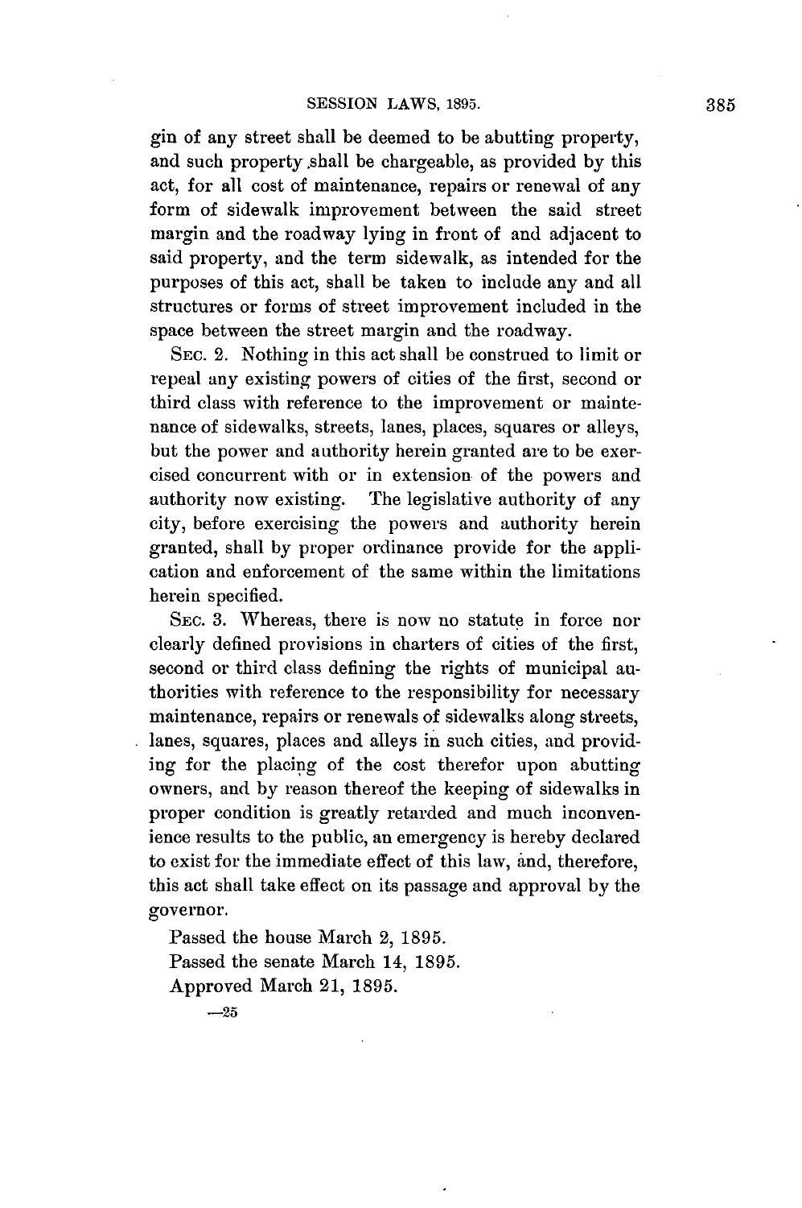gin of any street shall be deemed to be abutting property, and such property shall be chargeable, as provided by this act, for all cost of maintenance, repairs or renewal of any form of sidewalk improvement between the said street margin and the roadway lying in front of and adjacent to said property, and the term sidewalk, as intended for the purposes of this act, shall be taken to include any and all structures or forms of street improvement included in the space between the street margin and the roadway.

SEC. 2. Nothing in this act shall be construed to limit or repeal any existing powers of cities of the first, second or third class with reference to the improvement or maintenance of sidewalks, streets, lanes, places, squares or alleys, but the power and authority herein granted are to be exercised concurrent with or in extension of the powers and authority now existing. The legislative authority of any city, before exercising the powers and authority herein granted, shall by proper ordinance provide for the application and enforcement of the same within the limitations herein specified.

SEC. 3. Whereas, there is now no statute in force nor clearly defined provisions in charters of cities of the first, second or third class defining the rights of municipal authorities with reference to the responsibility for necessary maintenance, repairs or renewals of sidewalks along streets, lanes, squares, places and alleys in such cities, and providing for the placing of the cost therefor upon abutting owners, and by reason thereof the keeping of sidewalks in proper condition is greatly retarded and much inconvenience results to the public, an emergency is hereby declared to exist for the immediate effect of this law, and, therefore, this act shall take effect on its passage and approval by the governor.

Passed the house March 2, 1895.
Passed the senate March 14, 1895.
Approved March 21, 1895.